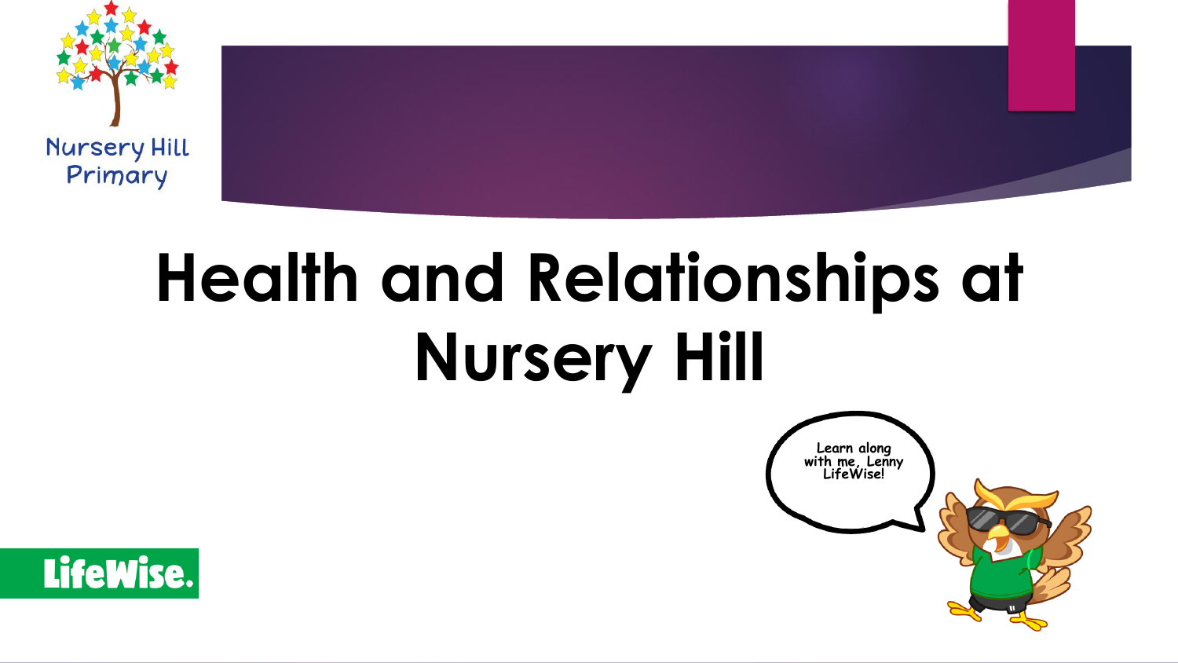Nursery Hill Primary

# Health and Relationships at Nursery Hill

Learn along with me, Lenny LifeWise!

LifeWise.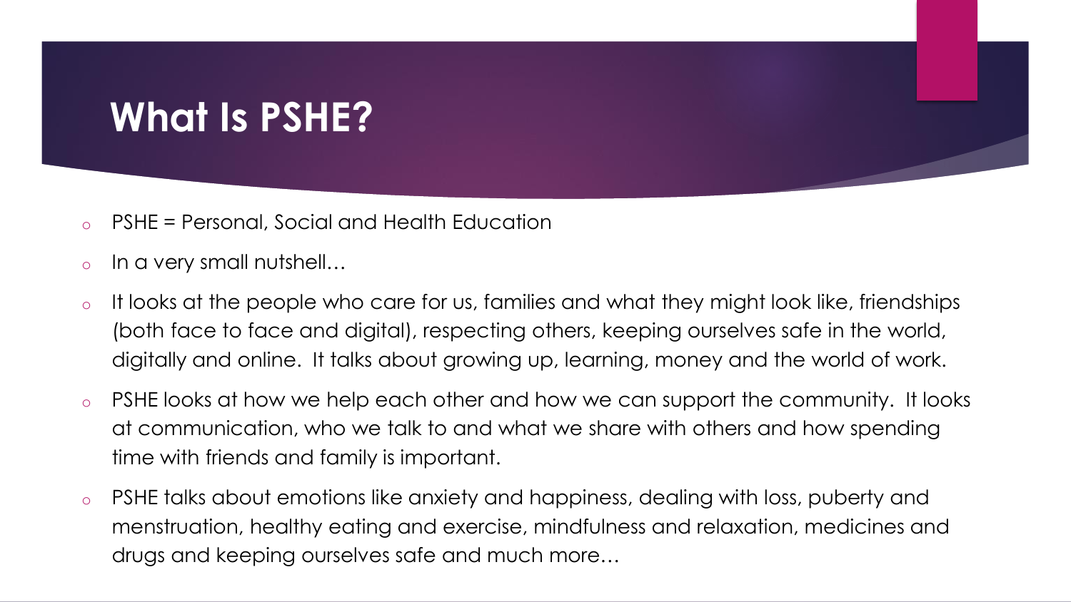# What Is PSHE?

- PSHE = Personal, Social and Health Education
- In a very small nutshell…
- It looks at the people who care for us, families and what they might look like, friendships (both face to face and digital), respecting others, keeping ourselves safe in the world, digitally and online. It talks about growing up, learning, money and the world of work.
- PSHE looks at how we help each other and how we can support the community. It looks at communication, who we talk to and what we share with others and how spending time with friends and family is important.
- PSHE talks about emotions like anxiety and happiness, dealing with loss, puberty and menstruation, healthy eating and exercise, mindfulness and relaxation, medicines and drugs and keeping ourselves safe and much more…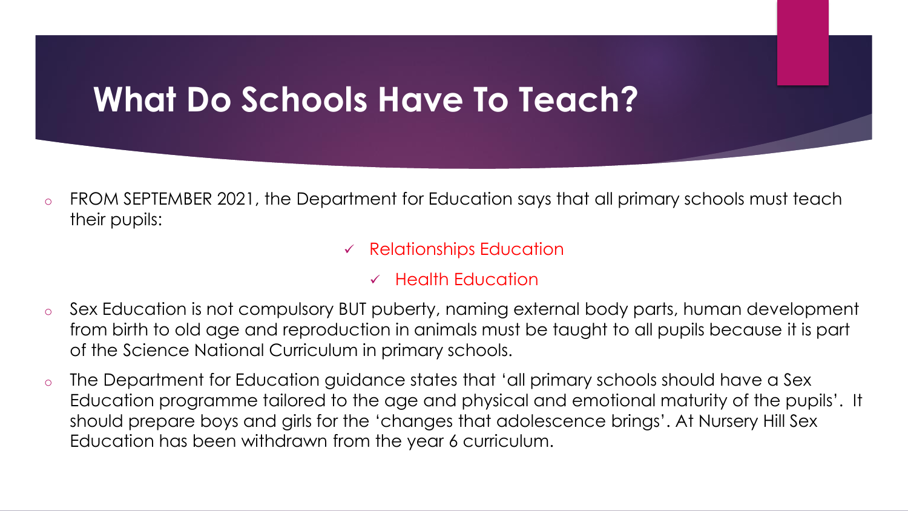# What Do Schools Have To Teach?

- FROM SEPTEMBER 2021, the Department for Education says that all primary schools must teach their pupils:
  - ✓ Relationships Education
  - ✓ Health Education
- Sex Education is not compulsory BUT puberty, naming external body parts, human development from birth to old age and reproduction in animals must be taught to all pupils because it is part of the Science National Curriculum in primary schools.
- The Department for Education guidance states that 'all primary schools should have a Sex Education programme tailored to the age and physical and emotional maturity of the pupils'. It should prepare boys and girls for the 'changes that adolescence brings'. At Nursery Hill Sex Education has been withdrawn from the year 6 curriculum.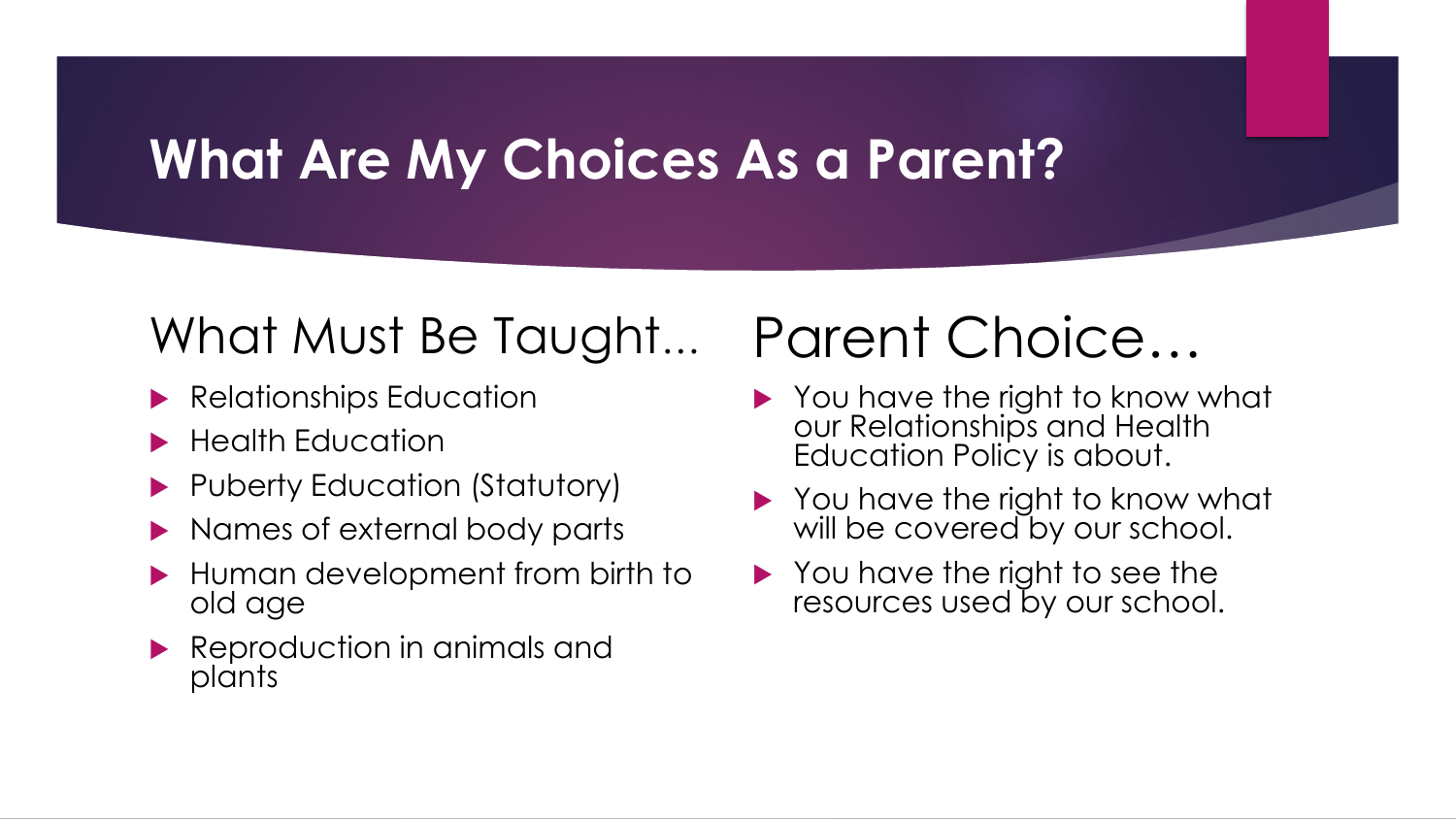# What Are My Choices As a Parent?

## What Must Be Taught...

- Relationships Education
- Health Education
- Puberty Education (Statutory)
- Names of external body parts
- Human development from birth to old age
- Reproduction in animals and plants

## Parent Choice…

- You have the right to know what our Relationships and Health Education Policy is about.
- You have the right to know what will be covered by our school.
- You have the right to see the resources used by our school.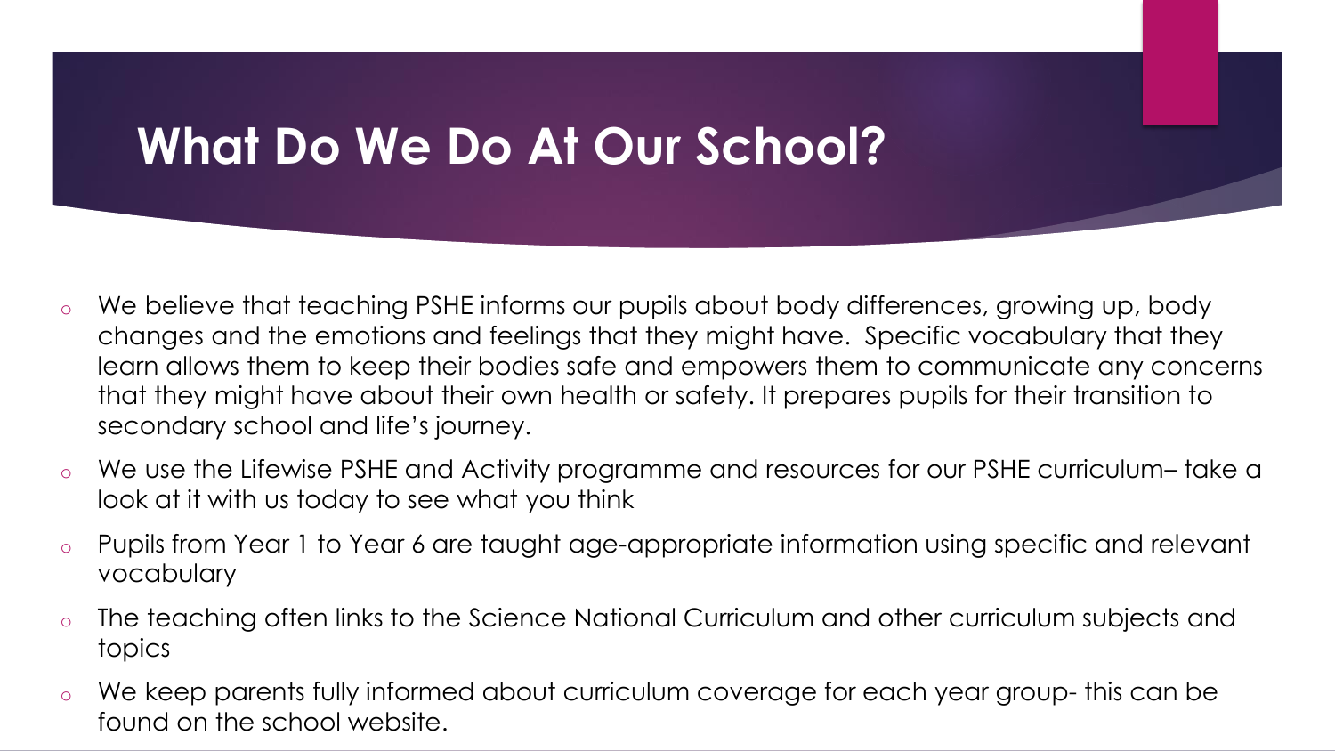# What Do We Do At Our School?

- We believe that teaching PSHE informs our pupils about body differences, growing up, body changes and the emotions and feelings that they might have. Specific vocabulary that they learn allows them to keep their bodies safe and empowers them to communicate any concerns that they might have about their own health or safety. It prepares pupils for their transition to secondary school and life's journey.
- We use the Lifewise PSHE and Activity programme and resources for our PSHE curriculum– take a look at it with us today to see what you think
- Pupils from Year 1 to Year 6 are taught age-appropriate information using specific and relevant vocabulary
- The teaching often links to the Science National Curriculum and other curriculum subjects and topics
- We keep parents fully informed about curriculum coverage for each year group- this can be found on the school website.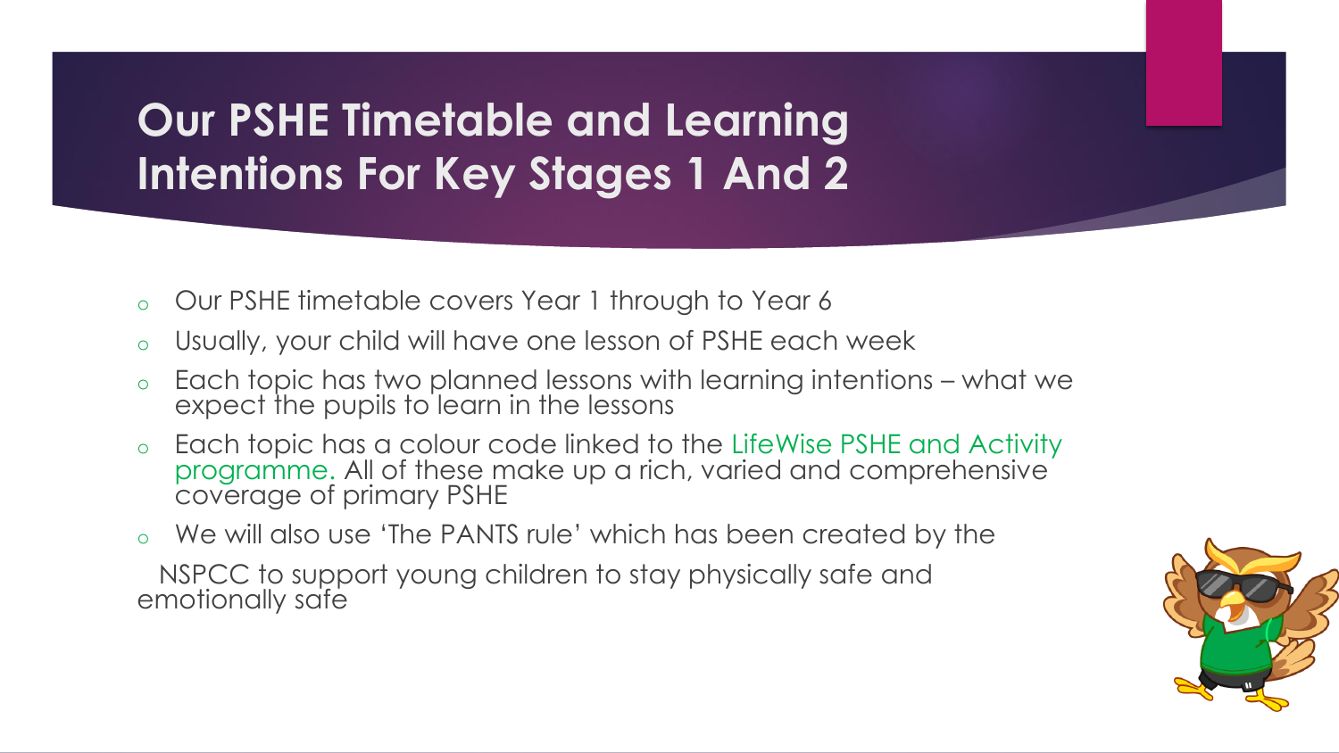# Our PSHE Timetable and Learning Intentions For Key Stages 1 And 2

- Our PSHE timetable covers Year 1 through to Year 6
- Usually, your child will have one lesson of PSHE each week
- Each topic has two planned lessons with learning intentions – what we expect the pupils to learn in the lessons
- Each topic has a colour code linked to the LifeWise PSHE and Activity programme. All of these make up a rich, varied and comprehensive coverage of primary PSHE
- We will also use 'The PANTS rule' which has been created by the NSPCC to support young children to stay physically safe and emotionally safe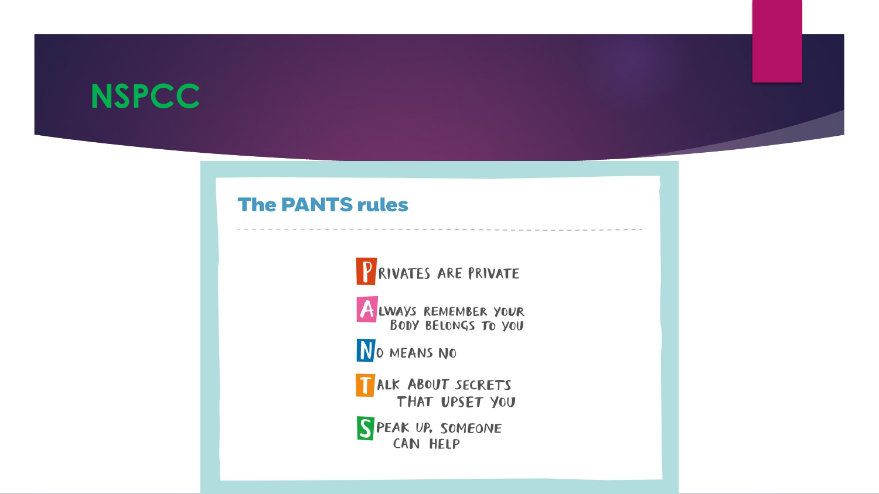# NSPCC

## The PANTS rules

- **P**rivates are private
- **A**lways remember your body belongs to you
- **N**o means no
- **T**alk about secrets that upset you
- **S**peak up, someone can help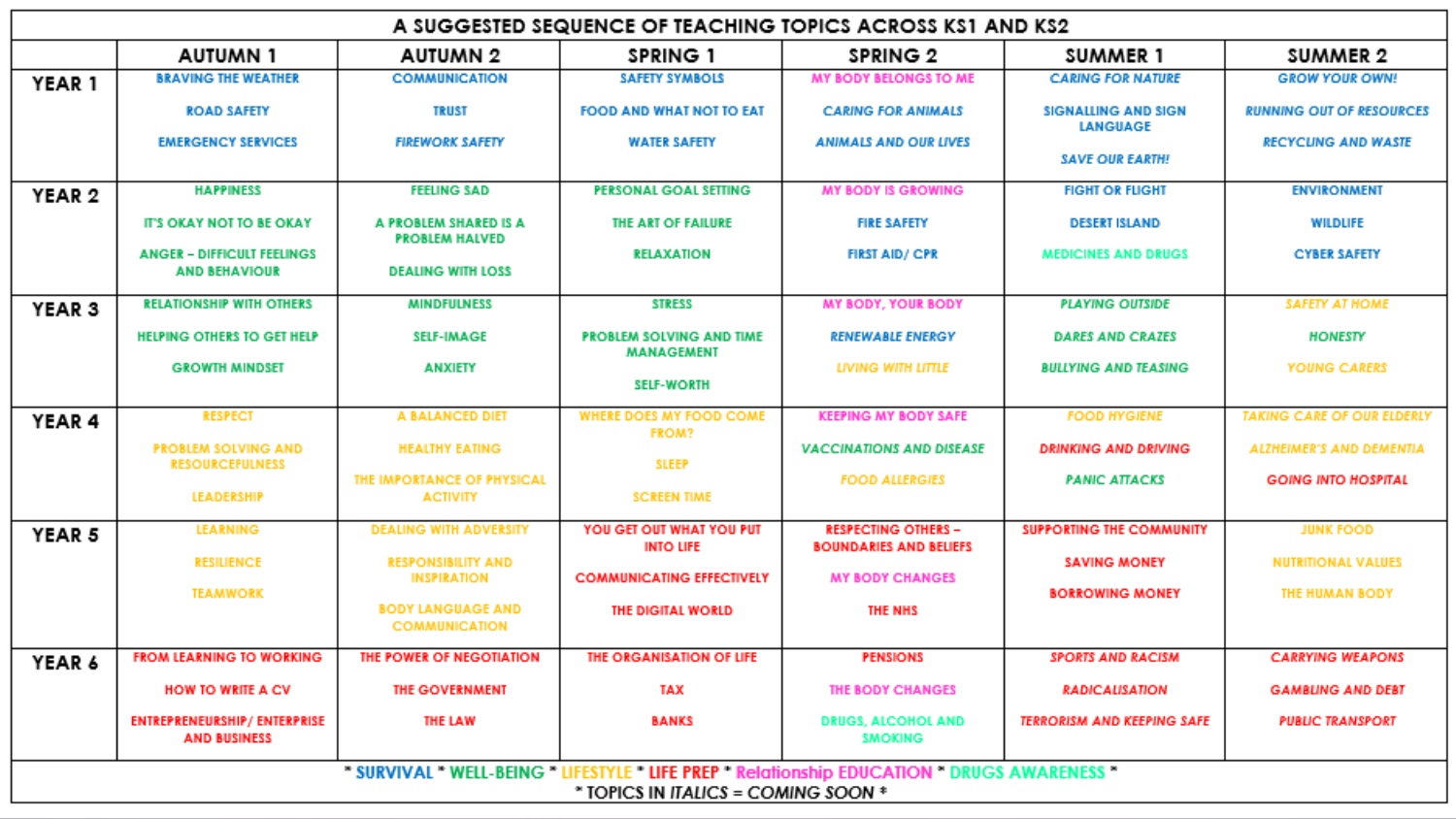# A SUGGESTED SEQUENCE OF TEACHING TOPICS ACROSS KS1 AND KS2

| | AUTUMN 1 | AUTUMN 2 | SPRING 1 | SPRING 2 | SUMMER 1 | SUMMER 2 |
|---|---|---|---|---|---|---|
| YEAR 1 | BRAVING THE WEATHER<br>ROAD SAFETY<br>EMERGENCY SERVICES | COMMUNICATION<br>TRUST<br>*FIREWORK SAFETY* | SAFETY SYMBOLS<br>FOOD AND WHAT NOT TO EAT<br>WATER SAFETY | MY BODY BELONGS TO ME<br>*CARING FOR ANIMALS*<br>*ANIMALS AND OUR LIVES* | *CARING FOR NATURE*<br>SIGNALLING AND SIGN LANGUAGE<br>*SAVE OUR EARTH!* | *GROW YOUR OWN!*<br>*RUNNING OUT OF RESOURCES*<br>*RECYCLING AND WASTE* |
| YEAR 2 | HAPPINESS<br>IT'S OKAY NOT TO BE OKAY<br>ANGER – DIFFICULT FEELINGS AND BEHAVIOUR | FEELING SAD<br>A PROBLEM SHARED IS A PROBLEM HALVED<br>DEALING WITH LOSS | PERSONAL GOAL SETTING<br>THE ART OF FAILURE<br>RELAXATION | MY BODY IS GROWING<br>FIRE SAFETY<br>FIRST AID/ CPR | FIGHT OR FLIGHT<br>DESERT ISLAND<br>MEDICINES AND DRUGS | ENVIRONMENT<br>WILDLIFE<br>CYBER SAFETY |
| YEAR 3 | RELATIONSHIP WITH OTHERS<br>HELPING OTHERS TO GET HELP<br>GROWTH MINDSET | MINDFULNESS<br>SELF-IMAGE<br>ANXIETY | STRESS<br>PROBLEM SOLVING AND TIME MANAGEMENT<br>SELF-WORTH | MY BODY, YOUR BODY<br>*RENEWABLE ENERGY*<br>*LIVING WITH LITTLE* | *PLAYING OUTSIDE*<br>*DARES AND CRAZES*<br>*BULLYING AND TEASING* | *SAFETY AT HOME*<br>*HONESTY*<br>*YOUNG CARERS* |
| YEAR 4 | RESPECT<br>PROBLEM SOLVING AND RESOURCEFULNESS<br>LEADERSHIP | A BALANCED DIET<br>HEALTHY EATING<br>THE IMPORTANCE OF PHYSICAL ACTIVITY | WHERE DOES MY FOOD COME FROM?<br>SLEEP<br>SCREEN TIME | KEEPING MY BODY SAFE<br>*VACCINATIONS AND DISEASE*<br>*FOOD ALLERGIES* | *FOOD HYGIENE*<br>*DRINKING AND DRIVING*<br>*PANIC ATTACKS* | *TAKING CARE OF OUR ELDERLY*<br>*ALZHEIMER'S AND DEMENTIA*<br>*GOING INTO HOSPITAL* |
| YEAR 5 | LEARNING<br>RESILIENCE<br>TEAMWORK | DEALING WITH ADVERSITY<br>RESPONSIBILITY AND INSPIRATION<br>BODY LANGUAGE AND COMMUNICATION | YOU GET OUT WHAT YOU PUT INTO LIFE<br>COMMUNICATING EFFECTIVELY<br>THE DIGITAL WORLD | RESPECTING OTHERS – BOUNDARIES AND BELIEFS<br>MY BODY CHANGES<br>THE NHS | SUPPORTING THE COMMUNITY<br>SAVING MONEY<br>BORROWING MONEY | JUNK FOOD<br>NUTRITIONAL VALUES<br>THE HUMAN BODY |
| YEAR 6 | FROM LEARNING TO WORKING<br>HOW TO WRITE A CV<br>ENTREPRENEURSHIP/ ENTERPRISE AND BUSINESS | THE POWER OF NEGOTIATION<br>THE GOVERNMENT<br>THE LAW | THE ORGANISATION OF LIFE<br>TAX<br>BANKS | PENSIONS<br>THE BODY CHANGES<br>DRUGS, ALCOHOL AND SMOKING | *SPORTS AND RACISM*<br>*RADICALISATION*<br>*TERRORISM AND KEEPING SAFE* | *CARRYING WEAPONS*<br>*GAMBLING AND DEBT*<br>*PUBLIC TRANSPORT* |

* SURVIVAL * WELL-BEING * LIFESTYLE * LIFE PREP * Relationship EDUCATION * DRUGS AWARENESS *

* TOPICS IN *ITALICS* = COMING SOON *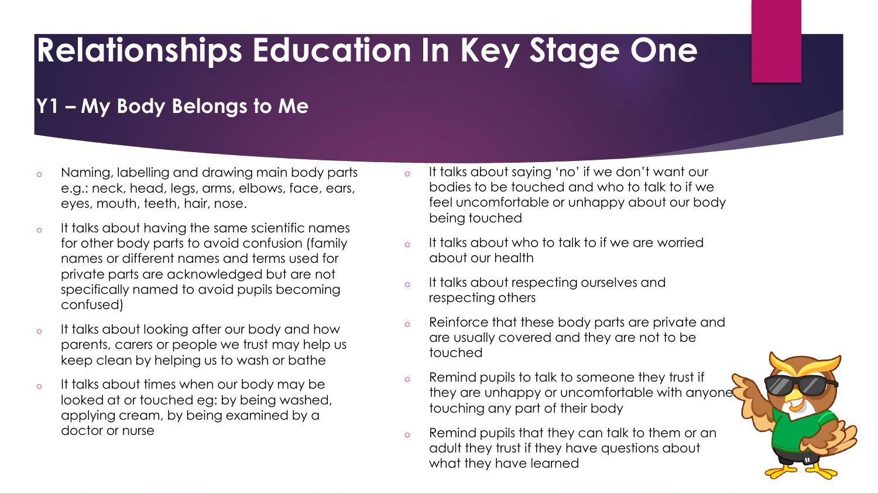# Relationships Education In Key Stage One

## Y1 – My Body Belongs to Me

- Naming, labelling and drawing main body parts e.g.: neck, head, legs, arms, elbows, face, ears, eyes, mouth, teeth, hair, nose.
- It talks about having the same scientific names for other body parts to avoid confusion (family names or different names and terms used for private parts are acknowledged but are not specifically named to avoid pupils becoming confused)
- It talks about looking after our body and how parents, carers or people we trust may help us keep clean by helping us to wash or bathe
- It talks about times when our body may be looked at or touched eg: by being washed, applying cream, by being examined by a doctor or nurse
- It talks about saying 'no' if we don't want our bodies to be touched and who to talk to if we feel uncomfortable or unhappy about our body being touched
- It talks about who to talk to if we are worried about our health
- It talks about respecting ourselves and respecting others
- Reinforce that these body parts are private and are usually covered and they are not to be touched
- Remind pupils to talk to someone they trust if they are unhappy or uncomfortable with anyone touching any part of their body
- Remind pupils that they can talk to them or an adult they trust if they have questions about what they have learned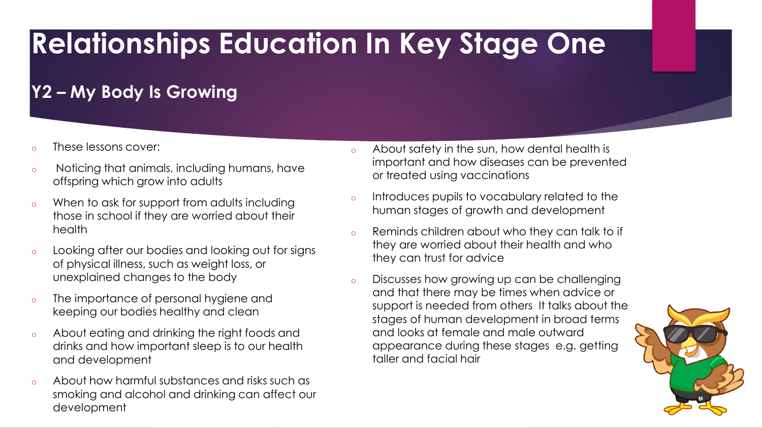# Relationships Education In Key Stage One

## Y2 – My Body Is Growing

- These lessons cover:
- Noticing that animals, including humans, have offspring which grow into adults
- When to ask for support from adults including those in school if they are worried about their health
- Looking after our bodies and looking out for signs of physical illness, such as weight loss, or unexplained changes to the body
- The importance of personal hygiene and keeping our bodies healthy and clean
- About eating and drinking the right foods and drinks and how important sleep is to our health and development
- About how harmful substances and risks such as smoking and alcohol and drinking can affect our development
- About safety in the sun, how dental health is important and how diseases can be prevented or treated using vaccinations
- Introduces pupils to vocabulary related to the human stages of growth and development
- Reminds children about who they can talk to if they are worried about their health and who they can trust for advice
- Discusses how growing up can be challenging and that there may be times when advice or support is needed from others It talks about the stages of human development in broad terms and looks at female and male outward appearance during these stages e.g. getting taller and facial hair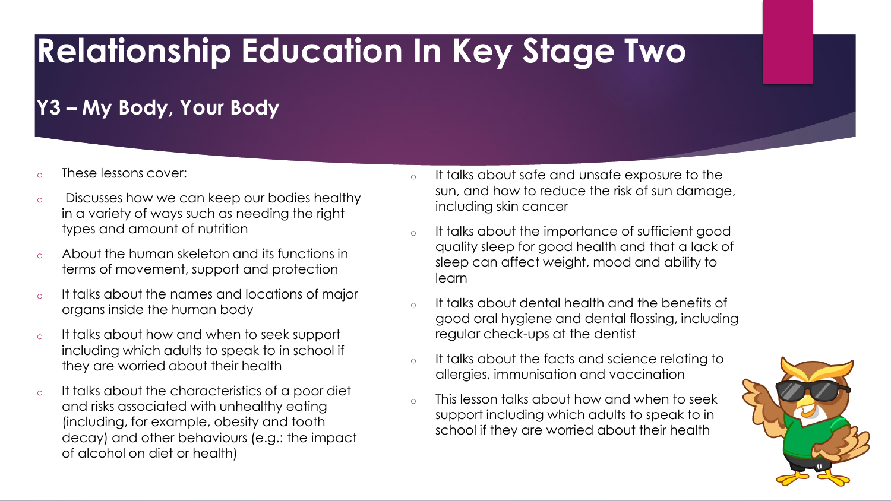# Relationship Education In Key Stage Two

## Y3 – My Body, Your Body

- These lessons cover:
- Discusses how we can keep our bodies healthy in a variety of ways such as needing the right types and amount of nutrition
- About the human skeleton and its functions in terms of movement, support and protection
- It talks about the names and locations of major organs inside the human body
- It talks about how and when to seek support including which adults to speak to in school if they are worried about their health
- It talks about the characteristics of a poor diet and risks associated with unhealthy eating (including, for example, obesity and tooth decay) and other behaviours (e.g.: the impact of alcohol on diet or health)
- It talks about safe and unsafe exposure to the sun, and how to reduce the risk of sun damage, including skin cancer
- It talks about the importance of sufficient good quality sleep for good health and that a lack of sleep can affect weight, mood and ability to learn
- It talks about dental health and the benefits of good oral hygiene and dental flossing, including regular check-ups at the dentist
- It talks about the facts and science relating to allergies, immunisation and vaccination
- This lesson talks about how and when to seek support including which adults to speak to in school if they are worried about their health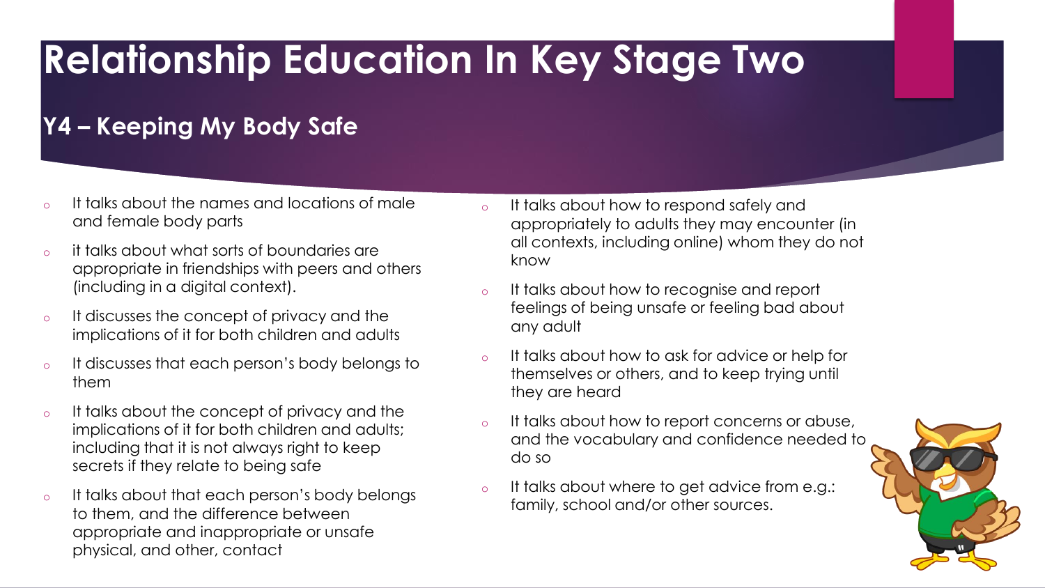# Relationship Education In Key Stage Two

## Y4 – Keeping My Body Safe

- It talks about the names and locations of male and female body parts
- it talks about what sorts of boundaries are appropriate in friendships with peers and others (including in a digital context).
- It discusses the concept of privacy and the implications of it for both children and adults
- It discusses that each person's body belongs to them
- It talks about the concept of privacy and the implications of it for both children and adults; including that it is not always right to keep secrets if they relate to being safe
- It talks about that each person's body belongs to them, and the difference between appropriate and inappropriate or unsafe physical, and other, contact
- It talks about how to respond safely and appropriately to adults they may encounter (in all contexts, including online) whom they do not know
- It talks about how to recognise and report feelings of being unsafe or feeling bad about any adult
- It talks about how to ask for advice or help for themselves or others, and to keep trying until they are heard
- It talks about how to report concerns or abuse, and the vocabulary and confidence needed to do so
- It talks about where to get advice from e.g.: family, school and/or other sources.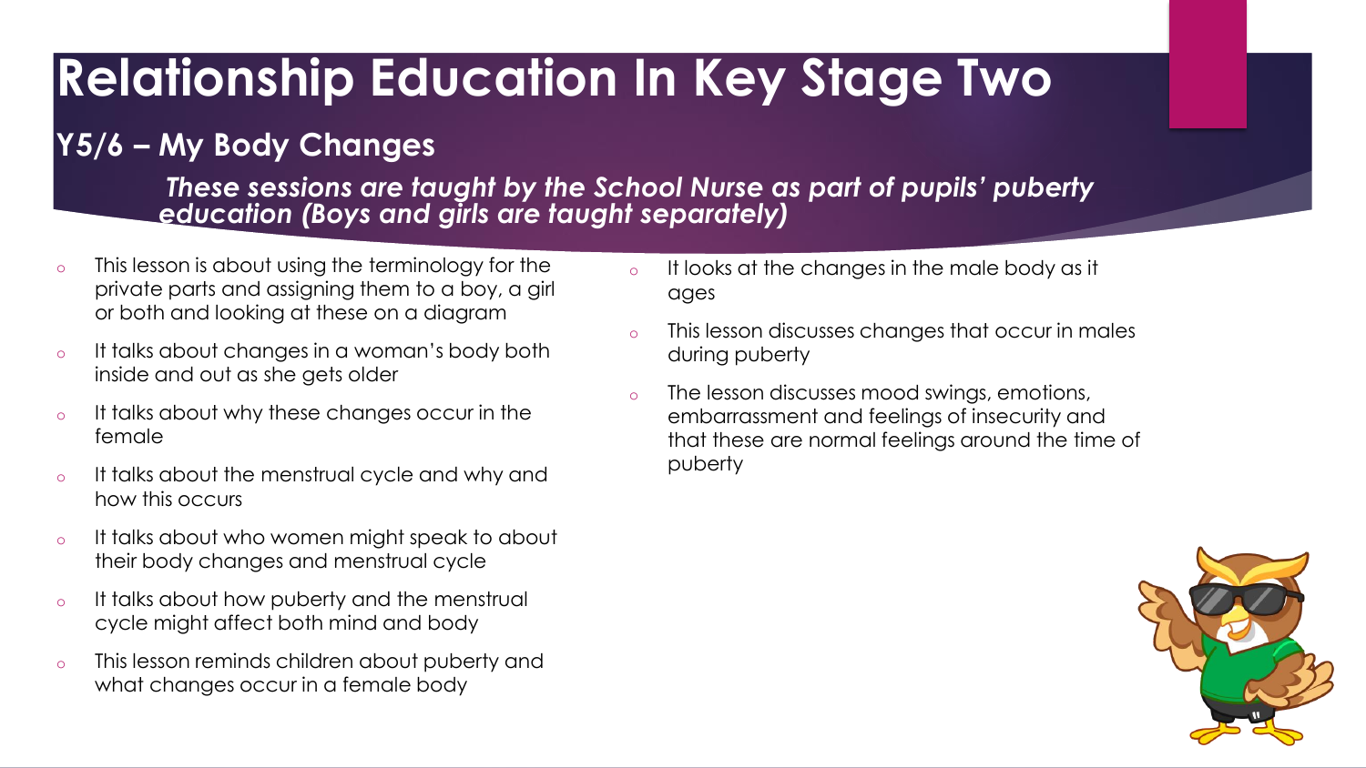# Relationship Education In Key Stage Two

## Y5/6 – My Body Changes

***These sessions are taught by the School Nurse as part of pupils' puberty education (Boys and girls are taught separately)***

- This lesson is about using the terminology for the private parts and assigning them to a boy, a girl or both and looking at these on a diagram
- It talks about changes in a woman's body both inside and out as she gets older
- It talks about why these changes occur in the female
- It talks about the menstrual cycle and why and how this occurs
- It talks about who women might speak to about their body changes and menstrual cycle
- It talks about how puberty and the menstrual cycle might affect both mind and body
- This lesson reminds children about puberty and what changes occur in a female body
- It looks at the changes in the male body as it ages
- This lesson discusses changes that occur in males during puberty
- The lesson discusses mood swings, emotions, embarrassment and feelings of insecurity and that these are normal feelings around the time of puberty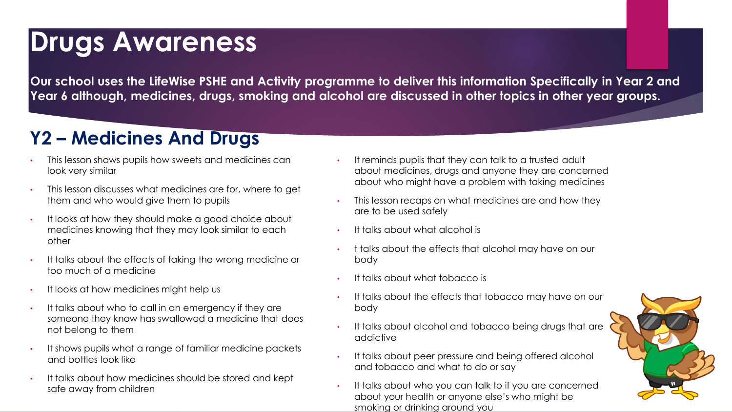# Drugs Awareness

**Our school uses the LifeWise PSHE and Activity programme to deliver this information Specifically in Year 2 and Year 6 although, medicines, drugs, smoking and alcohol are discussed in other topics in other year groups.**

## Y2 – Medicines And Drugs

- This lesson shows pupils how sweets and medicines can look very similar
- This lesson discusses what medicines are for, where to get them and who would give them to pupils
- It looks at how they should make a good choice about medicines knowing that they may look similar to each other
- It talks about the effects of taking the wrong medicine or too much of a medicine
- It looks at how medicines might help us
- It talks about who to call in an emergency if they are someone they know has swallowed a medicine that does not belong to them
- It shows pupils what a range of familiar medicine packets and bottles look like
- It talks about how medicines should be stored and kept safe away from children
- It reminds pupils that they can talk to a trusted adult about medicines, drugs and anyone they are concerned about who might have a problem with taking medicines
- This lesson recaps on what medicines are and how they are to be used safely
- It talks about what alcohol is
- t talks about the effects that alcohol may have on our body
- It talks about what tobacco is
- It talks about the effects that tobacco may have on our body
- It talks about alcohol and tobacco being drugs that are addictive
- It talks about peer pressure and being offered alcohol and tobacco and what to do or say
- It talks about who you can talk to if you are concerned about your health or anyone else's who might be smoking or drinking around you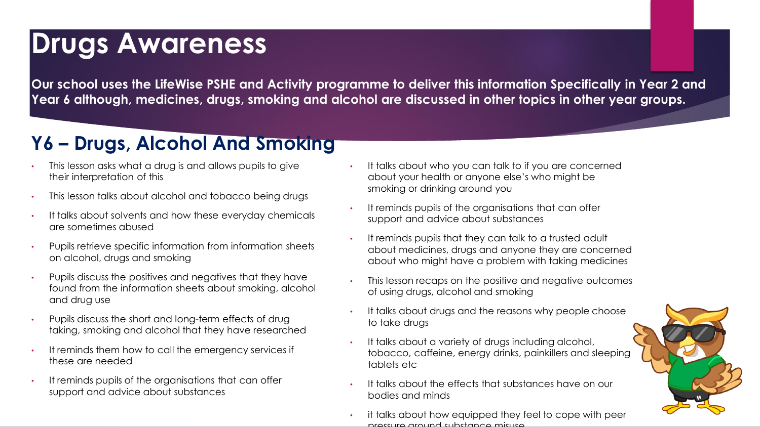# Drugs Awareness

**Our school uses the LifeWise PSHE and Activity programme to deliver this information Specifically in Year 2 and Year 6 although, medicines, drugs, smoking and alcohol are discussed in other topics in other year groups.**

## Y6 – Drugs, Alcohol And Smoking

- This lesson asks what a drug is and allows pupils to give their interpretation of this
- This lesson talks about alcohol and tobacco being drugs
- It talks about solvents and how these everyday chemicals are sometimes abused
- Pupils retrieve specific information from information sheets on alcohol, drugs and smoking
- Pupils discuss the positives and negatives that they have found from the information sheets about smoking, alcohol and drug use
- Pupils discuss the short and long-term effects of drug taking, smoking and alcohol that they have researched
- It reminds them how to call the emergency services if these are needed
- It reminds pupils of the organisations that can offer support and advice about substances
- It talks about who you can talk to if you are concerned about your health or anyone else's who might be smoking or drinking around you
- It reminds pupils of the organisations that can offer support and advice about substances
- It reminds pupils that they can talk to a trusted adult about medicines, drugs and anyone they are concerned about who might have a problem with taking medicines
- This lesson recaps on the positive and negative outcomes of using drugs, alcohol and smoking
- It talks about drugs and the reasons why people choose to take drugs
- It talks about a variety of drugs including alcohol, tobacco, caffeine, energy drinks, painkillers and sleeping tablets etc
- It talks about the effects that substances have on our bodies and minds
- it talks about how equipped they feel to cope with peer pressure around substance misuse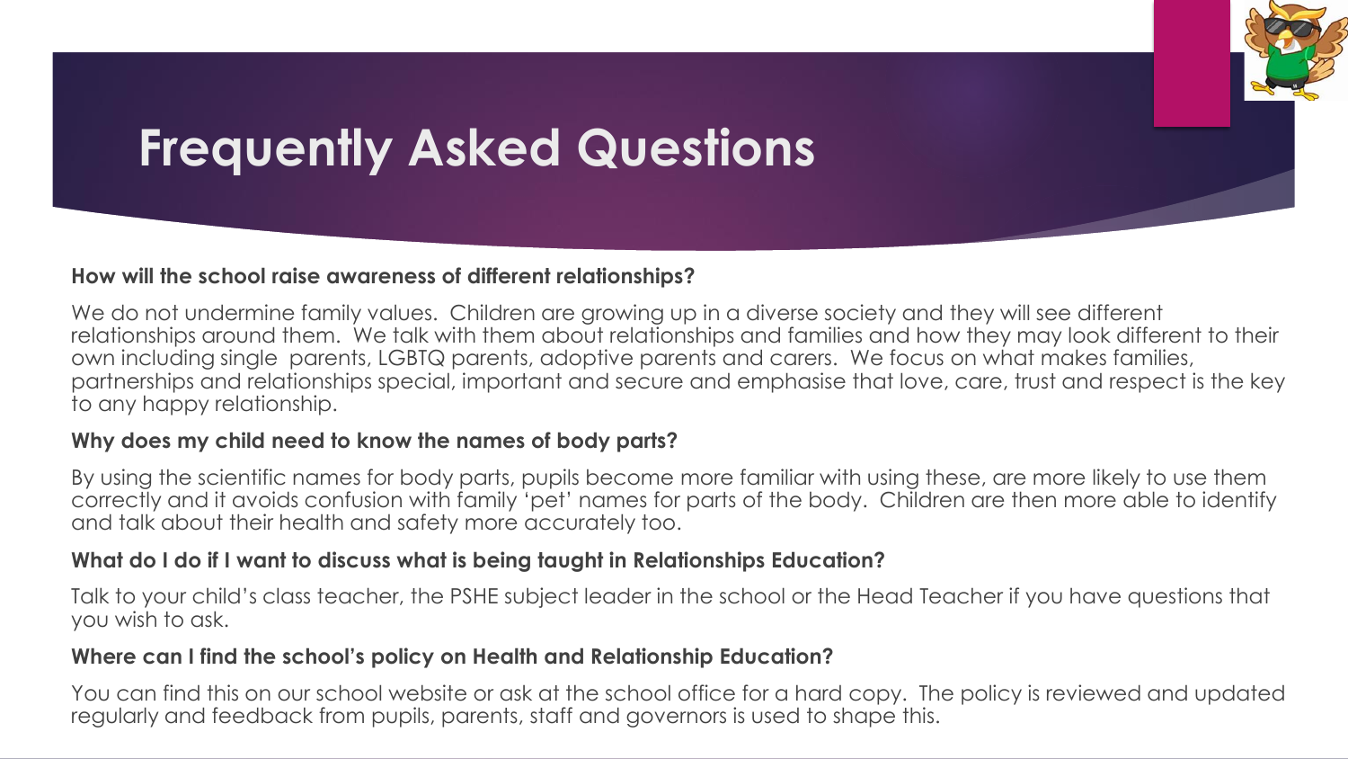# Frequently Asked Questions

**How will the school raise awareness of different relationships?**

We do not undermine family values. Children are growing up in a diverse society and they will see different relationships around them. We talk with them about relationships and families and how they may look different to their own including single parents, LGBTQ parents, adoptive parents and carers. We focus on what makes families, partnerships and relationships special, important and secure and emphasise that love, care, trust and respect is the key to any happy relationship.

**Why does my child need to know the names of body parts?**

By using the scientific names for body parts, pupils become more familiar with using these, are more likely to use them correctly and it avoids confusion with family 'pet' names for parts of the body. Children are then more able to identify and talk about their health and safety more accurately too.

**What do I do if I want to discuss what is being taught in Relationships Education?**

Talk to your child's class teacher, the PSHE subject leader in the school or the Head Teacher if you have questions that you wish to ask.

**Where can I find the school's policy on Health and Relationship Education?**

You can find this on our school website or ask at the school office for a hard copy. The policy is reviewed and updated regularly and feedback from pupils, parents, staff and governors is used to shape this.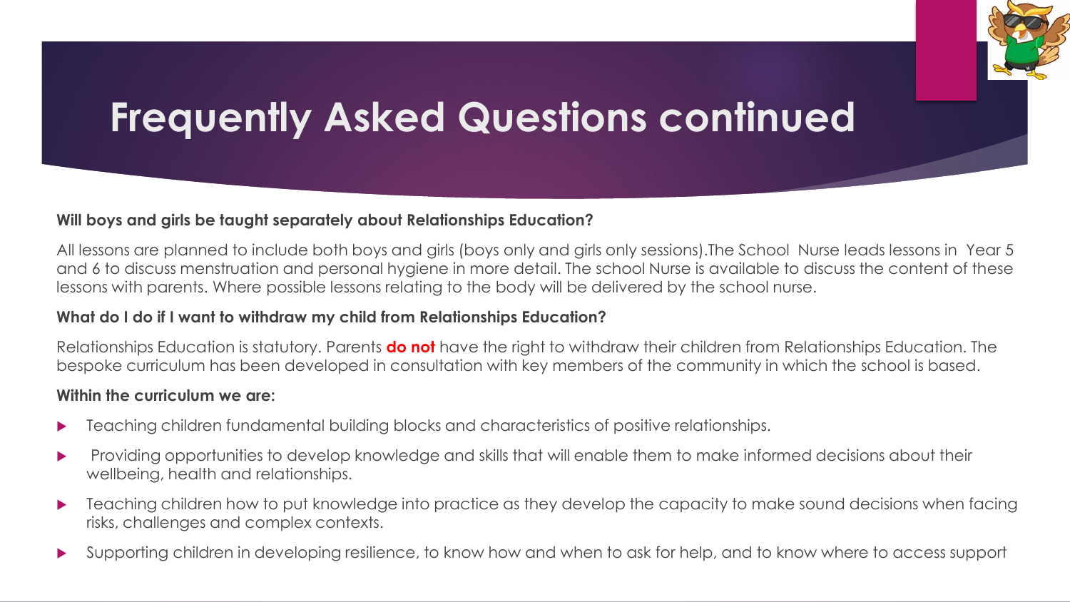# Frequently Asked Questions continued

**Will boys and girls be taught separately about Relationships Education?**

All lessons are planned to include both boys and girls (boys only and girls only sessions).The School Nurse leads lessons in Year 5 and 6 to discuss menstruation and personal hygiene in more detail. The school Nurse is available to discuss the content of these lessons with parents. Where possible lessons relating to the body will be delivered by the school nurse.

**What do I do if I want to withdraw my child from Relationships Education?**

Relationships Education is statutory. Parents **do not** have the right to withdraw their children from Relationships Education. The bespoke curriculum has been developed in consultation with key members of the community in which the school is based.

**Within the curriculum we are:**

- Teaching children fundamental building blocks and characteristics of positive relationships.
- Providing opportunities to develop knowledge and skills that will enable them to make informed decisions about their wellbeing, health and relationships.
- Teaching children how to put knowledge into practice as they develop the capacity to make sound decisions when facing risks, challenges and complex contexts.
- Supporting children in developing resilience, to know how and when to ask for help, and to know where to access support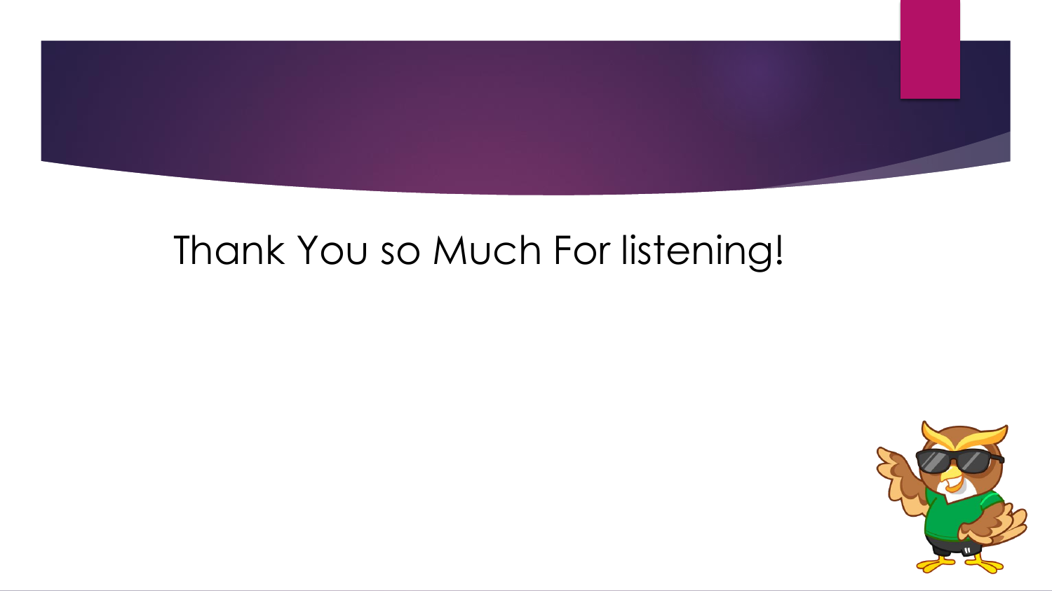Thank You so Much For listening!